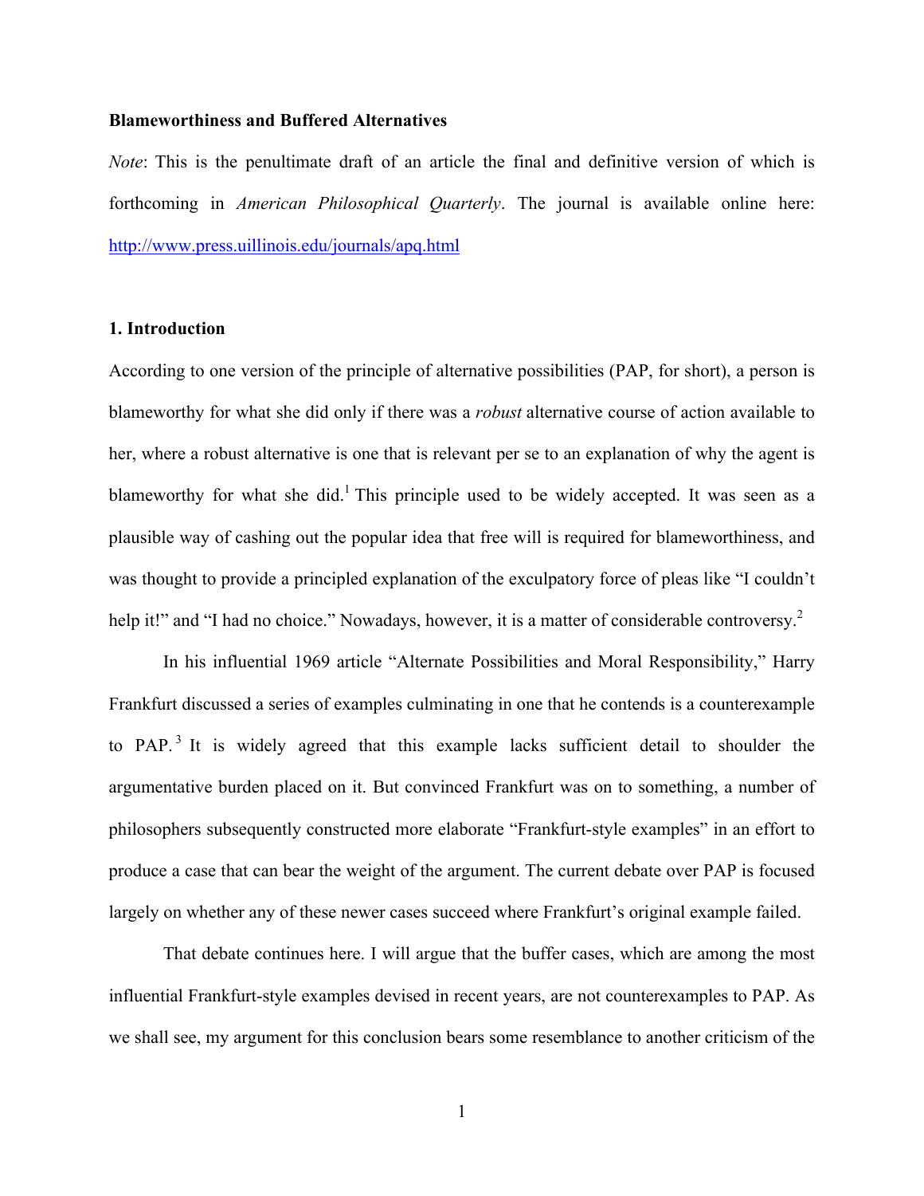**Blameworthiness and Buffered Alternatives**

*Note*: This is the penultimate draft of an article the final and definitive version of which is forthcoming in *American Philosophical Quarterly*. The journal is available online here: http://www.press.uillinois.edu/journals/apq.html

## 1. Introduction

According to one version of the principle of alternative possibilities (PAP, for short), a person is blameworthy for what she did only if there was a *robust* alternative course of action available to her, where a robust alternative is one that is relevant per se to an explanation of why the agent is blameworthy for what she did.[1] This principle used to be widely accepted. It was seen as a plausible way of cashing out the popular idea that free will is required for blameworthiness, and was thought to provide a principled explanation of the exculpatory force of pleas like "I couldn't help it!" and "I had no choice." Nowadays, however, it is a matter of considerable controversy.[2]

In his influential 1969 article "Alternate Possibilities and Moral Responsibility," Harry Frankfurt discussed a series of examples culminating in one that he contends is a counterexample to PAP.[3] It is widely agreed that this example lacks sufficient detail to shoulder the argumentative burden placed on it. But convinced Frankfurt was on to something, a number of philosophers subsequently constructed more elaborate "Frankfurt-style examples" in an effort to produce a case that can bear the weight of the argument. The current debate over PAP is focused largely on whether any of these newer cases succeed where Frankfurt's original example failed.

That debate continues here. I will argue that the buffer cases, which are among the most influential Frankfurt-style examples devised in recent years, are not counterexamples to PAP. As we shall see, my argument for this conclusion bears some resemblance to another criticism of the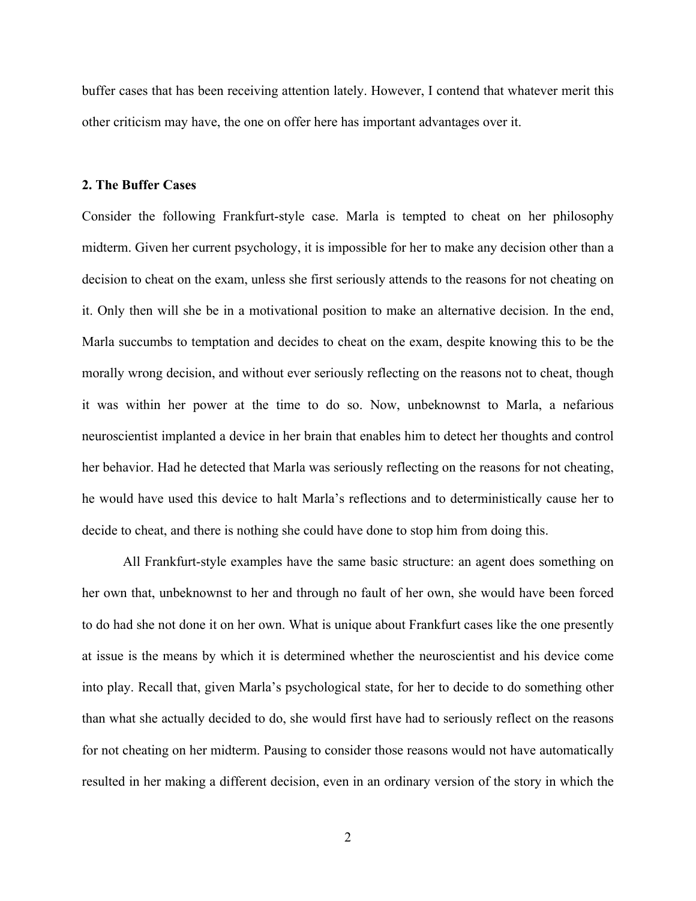buffer cases that has been receiving attention lately. However, I contend that whatever merit this other criticism may have, the one on offer here has important advantages over it.

## 2. The Buffer Cases

Consider the following Frankfurt-style case. Marla is tempted to cheat on her philosophy midterm. Given her current psychology, it is impossible for her to make any decision other than a decision to cheat on the exam, unless she first seriously attends to the reasons for not cheating on it. Only then will she be in a motivational position to make an alternative decision. In the end, Marla succumbs to temptation and decides to cheat on the exam, despite knowing this to be the morally wrong decision, and without ever seriously reflecting on the reasons not to cheat, though it was within her power at the time to do so. Now, unbeknownst to Marla, a nefarious neuroscientist implanted a device in her brain that enables him to detect her thoughts and control her behavior. Had he detected that Marla was seriously reflecting on the reasons for not cheating, he would have used this device to halt Marla's reflections and to deterministically cause her to decide to cheat, and there is nothing she could have done to stop him from doing this.

All Frankfurt-style examples have the same basic structure: an agent does something on her own that, unbeknownst to her and through no fault of her own, she would have been forced to do had she not done it on her own. What is unique about Frankfurt cases like the one presently at issue is the means by which it is determined whether the neuroscientist and his device come into play. Recall that, given Marla's psychological state, for her to decide to do something other than what she actually decided to do, she would first have had to seriously reflect on the reasons for not cheating on her midterm. Pausing to consider those reasons would not have automatically resulted in her making a different decision, even in an ordinary version of the story in which the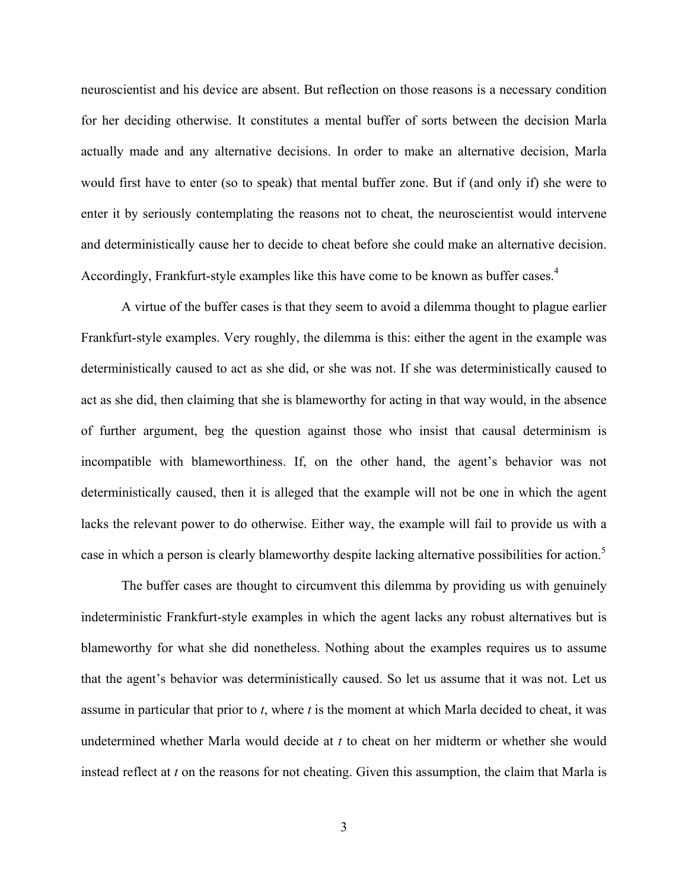neuroscientist and his device are absent. But reflection on those reasons is a necessary condition for her deciding otherwise. It constitutes a mental buffer of sorts between the decision Marla actually made and any alternative decisions. In order to make an alternative decision, Marla would first have to enter (so to speak) that mental buffer zone. But if (and only if) she were to enter it by seriously contemplating the reasons not to cheat, the neuroscientist would intervene and deterministically cause her to decide to cheat before she could make an alternative decision. Accordingly, Frankfurt-style examples like this have come to be known as buffer cases.[4]

A virtue of the buffer cases is that they seem to avoid a dilemma thought to plague earlier Frankfurt-style examples. Very roughly, the dilemma is this: either the agent in the example was deterministically caused to act as she did, or she was not. If she was deterministically caused to act as she did, then claiming that she is blameworthy for acting in that way would, in the absence of further argument, beg the question against those who insist that causal determinism is incompatible with blameworthiness. If, on the other hand, the agent's behavior was not deterministically caused, then it is alleged that the example will not be one in which the agent lacks the relevant power to do otherwise. Either way, the example will fail to provide us with a case in which a person is clearly blameworthy despite lacking alternative possibilities for action.[5]

The buffer cases are thought to circumvent this dilemma by providing us with genuinely indeterministic Frankfurt-style examples in which the agent lacks any robust alternatives but is blameworthy for what she did nonetheless. Nothing about the examples requires us to assume that the agent's behavior was deterministically caused. So let us assume that it was not. Let us assume in particular that prior to *t*, where *t* is the moment at which Marla decided to cheat, it was undetermined whether Marla would decide at *t* to cheat on her midterm or whether she would instead reflect at *t* on the reasons for not cheating. Given this assumption, the claim that Marla is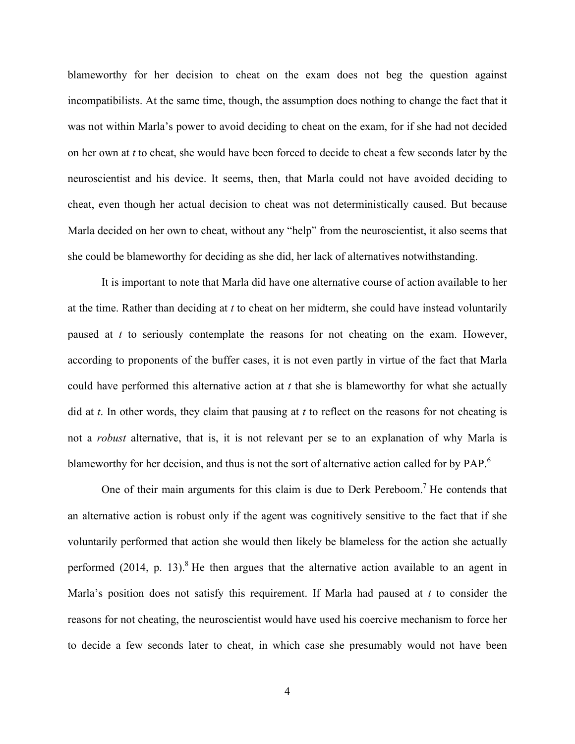blameworthy for her decision to cheat on the exam does not beg the question against incompatibilists. At the same time, though, the assumption does nothing to change the fact that it was not within Marla's power to avoid deciding to cheat on the exam, for if she had not decided on her own at *t* to cheat, she would have been forced to decide to cheat a few seconds later by the neuroscientist and his device. It seems, then, that Marla could not have avoided deciding to cheat, even though her actual decision to cheat was not deterministically caused. But because Marla decided on her own to cheat, without any "help" from the neuroscientist, it also seems that she could be blameworthy for deciding as she did, her lack of alternatives notwithstanding.

It is important to note that Marla did have one alternative course of action available to her at the time. Rather than deciding at *t* to cheat on her midterm, she could have instead voluntarily paused at *t* to seriously contemplate the reasons for not cheating on the exam. However, according to proponents of the buffer cases, it is not even partly in virtue of the fact that Marla could have performed this alternative action at *t* that she is blameworthy for what she actually did at *t*. In other words, they claim that pausing at *t* to reflect on the reasons for not cheating is not a *robust* alternative, that is, it is not relevant per se to an explanation of why Marla is blameworthy for her decision, and thus is not the sort of alternative action called for by PAP.[6]

One of their main arguments for this claim is due to Derk Pereboom.[7] He contends that an alternative action is robust only if the agent was cognitively sensitive to the fact that if she voluntarily performed that action she would then likely be blameless for the action she actually performed (2014, p. 13).[8] He then argues that the alternative action available to an agent in Marla's position does not satisfy this requirement. If Marla had paused at *t* to consider the reasons for not cheating, the neuroscientist would have used his coercive mechanism to force her to decide a few seconds later to cheat, in which case she presumably would not have been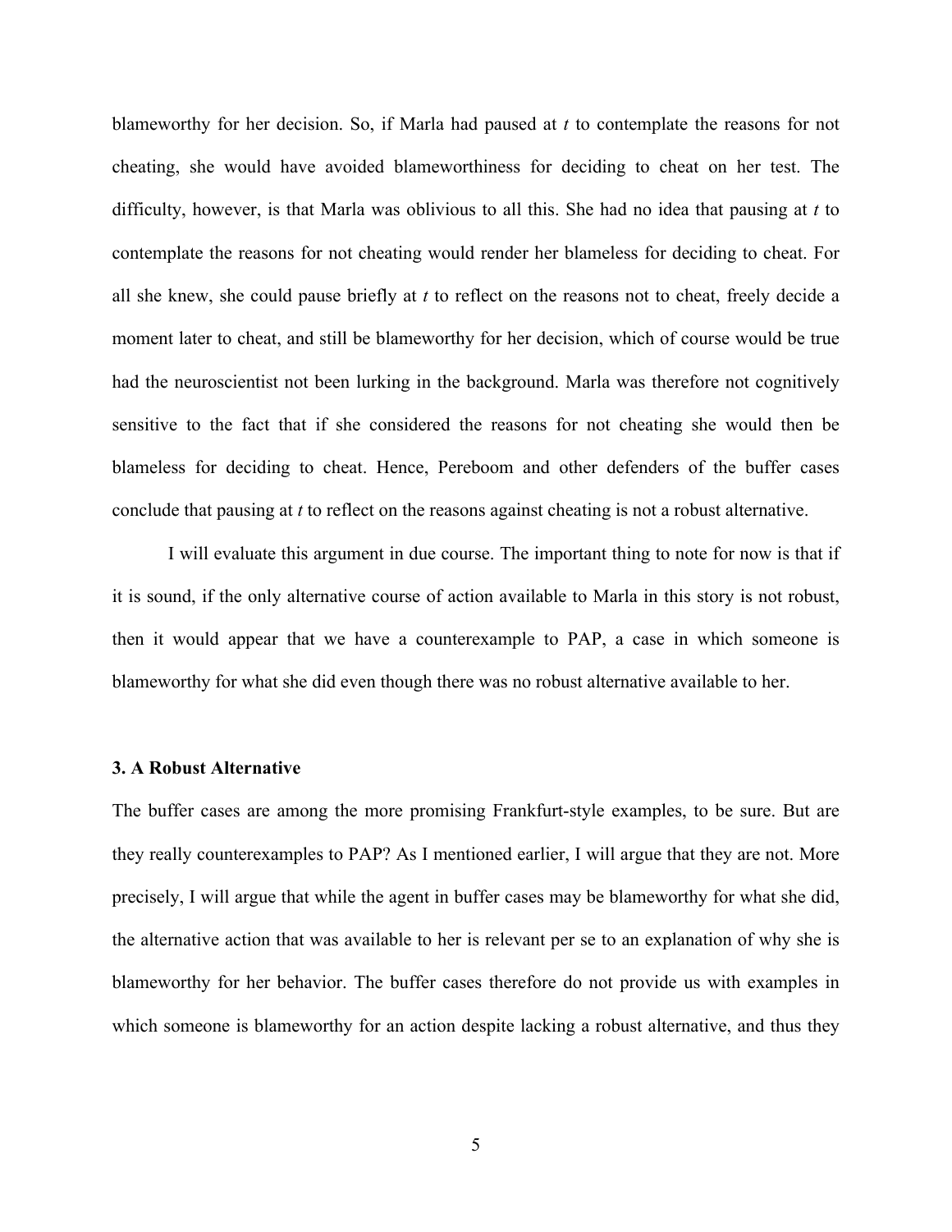blameworthy for her decision. So, if Marla had paused at *t* to contemplate the reasons for not cheating, she would have avoided blameworthiness for deciding to cheat on her test. The difficulty, however, is that Marla was oblivious to all this. She had no idea that pausing at *t* to contemplate the reasons for not cheating would render her blameless for deciding to cheat. For all she knew, she could pause briefly at *t* to reflect on the reasons not to cheat, freely decide a moment later to cheat, and still be blameworthy for her decision, which of course would be true had the neuroscientist not been lurking in the background. Marla was therefore not cognitively sensitive to the fact that if she considered the reasons for not cheating she would then be blameless for deciding to cheat. Hence, Pereboom and other defenders of the buffer cases conclude that pausing at *t* to reflect on the reasons against cheating is not a robust alternative.

I will evaluate this argument in due course. The important thing to note for now is that if it is sound, if the only alternative course of action available to Marla in this story is not robust, then it would appear that we have a counterexample to PAP, a case in which someone is blameworthy for what she did even though there was no robust alternative available to her.

### 3. A Robust Alternative

The buffer cases are among the more promising Frankfurt-style examples, to be sure. But are they really counterexamples to PAP? As I mentioned earlier, I will argue that they are not. More precisely, I will argue that while the agent in buffer cases may be blameworthy for what she did, the alternative action that was available to her is relevant per se to an explanation of why she is blameworthy for her behavior. The buffer cases therefore do not provide us with examples in which someone is blameworthy for an action despite lacking a robust alternative, and thus they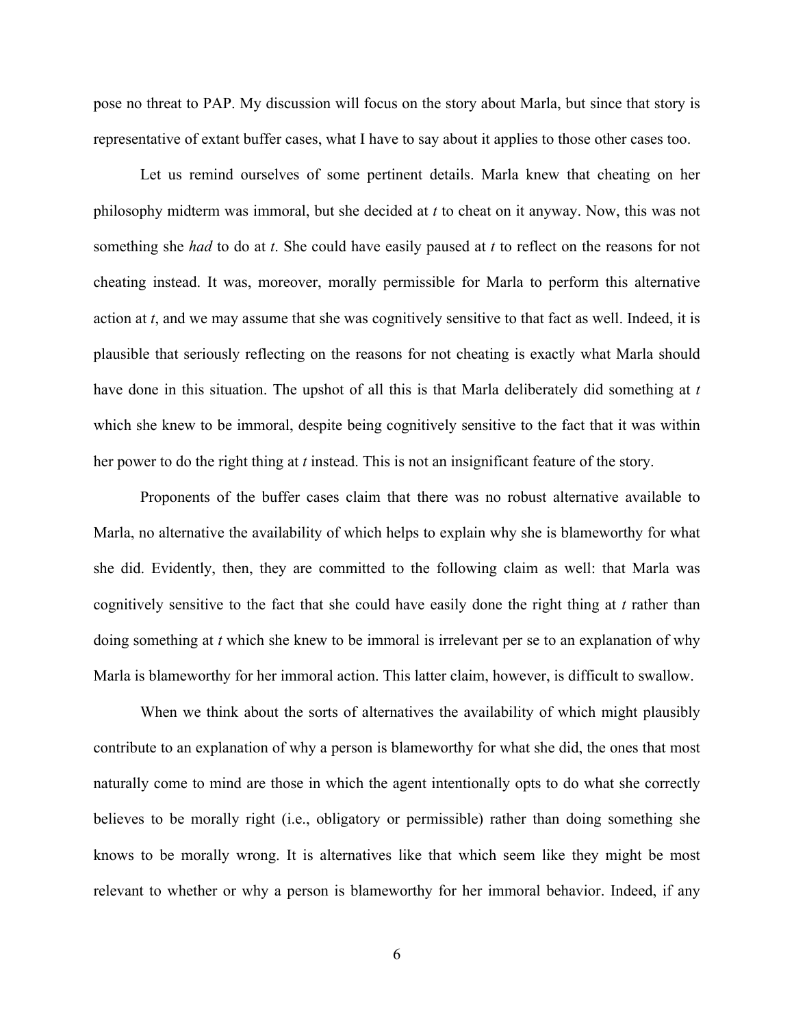pose no threat to PAP. My discussion will focus on the story about Marla, but since that story is representative of extant buffer cases, what I have to say about it applies to those other cases too.

Let us remind ourselves of some pertinent details. Marla knew that cheating on her philosophy midterm was immoral, but she decided at *t* to cheat on it anyway. Now, this was not something she *had* to do at *t*. She could have easily paused at *t* to reflect on the reasons for not cheating instead. It was, moreover, morally permissible for Marla to perform this alternative action at *t*, and we may assume that she was cognitively sensitive to that fact as well. Indeed, it is plausible that seriously reflecting on the reasons for not cheating is exactly what Marla should have done in this situation. The upshot of all this is that Marla deliberately did something at *t* which she knew to be immoral, despite being cognitively sensitive to the fact that it was within her power to do the right thing at *t* instead. This is not an insignificant feature of the story.

Proponents of the buffer cases claim that there was no robust alternative available to Marla, no alternative the availability of which helps to explain why she is blameworthy for what she did. Evidently, then, they are committed to the following claim as well: that Marla was cognitively sensitive to the fact that she could have easily done the right thing at *t* rather than doing something at *t* which she knew to be immoral is irrelevant per se to an explanation of why Marla is blameworthy for her immoral action. This latter claim, however, is difficult to swallow.

When we think about the sorts of alternatives the availability of which might plausibly contribute to an explanation of why a person is blameworthy for what she did, the ones that most naturally come to mind are those in which the agent intentionally opts to do what she correctly believes to be morally right (i.e., obligatory or permissible) rather than doing something she knows to be morally wrong. It is alternatives like that which seem like they might be most relevant to whether or why a person is blameworthy for her immoral behavior. Indeed, if any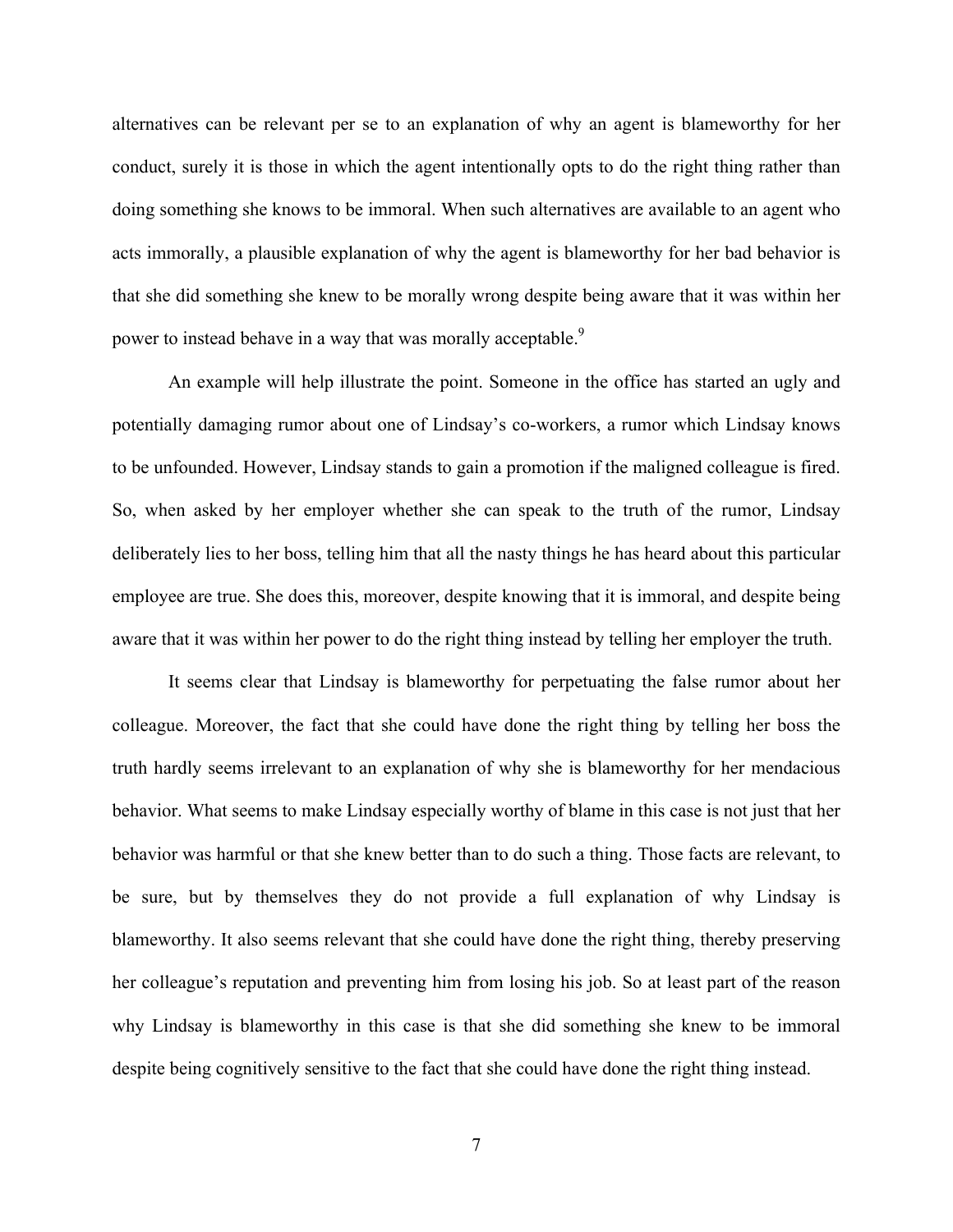alternatives can be relevant per se to an explanation of why an agent is blameworthy for her conduct, surely it is those in which the agent intentionally opts to do the right thing rather than doing something she knows to be immoral. When such alternatives are available to an agent who acts immorally, a plausible explanation of why the agent is blameworthy for her bad behavior is that she did something she knew to be morally wrong despite being aware that it was within her power to instead behave in a way that was morally acceptable.[9]

An example will help illustrate the point. Someone in the office has started an ugly and potentially damaging rumor about one of Lindsay's co-workers, a rumor which Lindsay knows to be unfounded. However, Lindsay stands to gain a promotion if the maligned colleague is fired. So, when asked by her employer whether she can speak to the truth of the rumor, Lindsay deliberately lies to her boss, telling him that all the nasty things he has heard about this particular employee are true. She does this, moreover, despite knowing that it is immoral, and despite being aware that it was within her power to do the right thing instead by telling her employer the truth.

It seems clear that Lindsay is blameworthy for perpetuating the false rumor about her colleague. Moreover, the fact that she could have done the right thing by telling her boss the truth hardly seems irrelevant to an explanation of why she is blameworthy for her mendacious behavior. What seems to make Lindsay especially worthy of blame in this case is not just that her behavior was harmful or that she knew better than to do such a thing. Those facts are relevant, to be sure, but by themselves they do not provide a full explanation of why Lindsay is blameworthy. It also seems relevant that she could have done the right thing, thereby preserving her colleague's reputation and preventing him from losing his job. So at least part of the reason why Lindsay is blameworthy in this case is that she did something she knew to be immoral despite being cognitively sensitive to the fact that she could have done the right thing instead.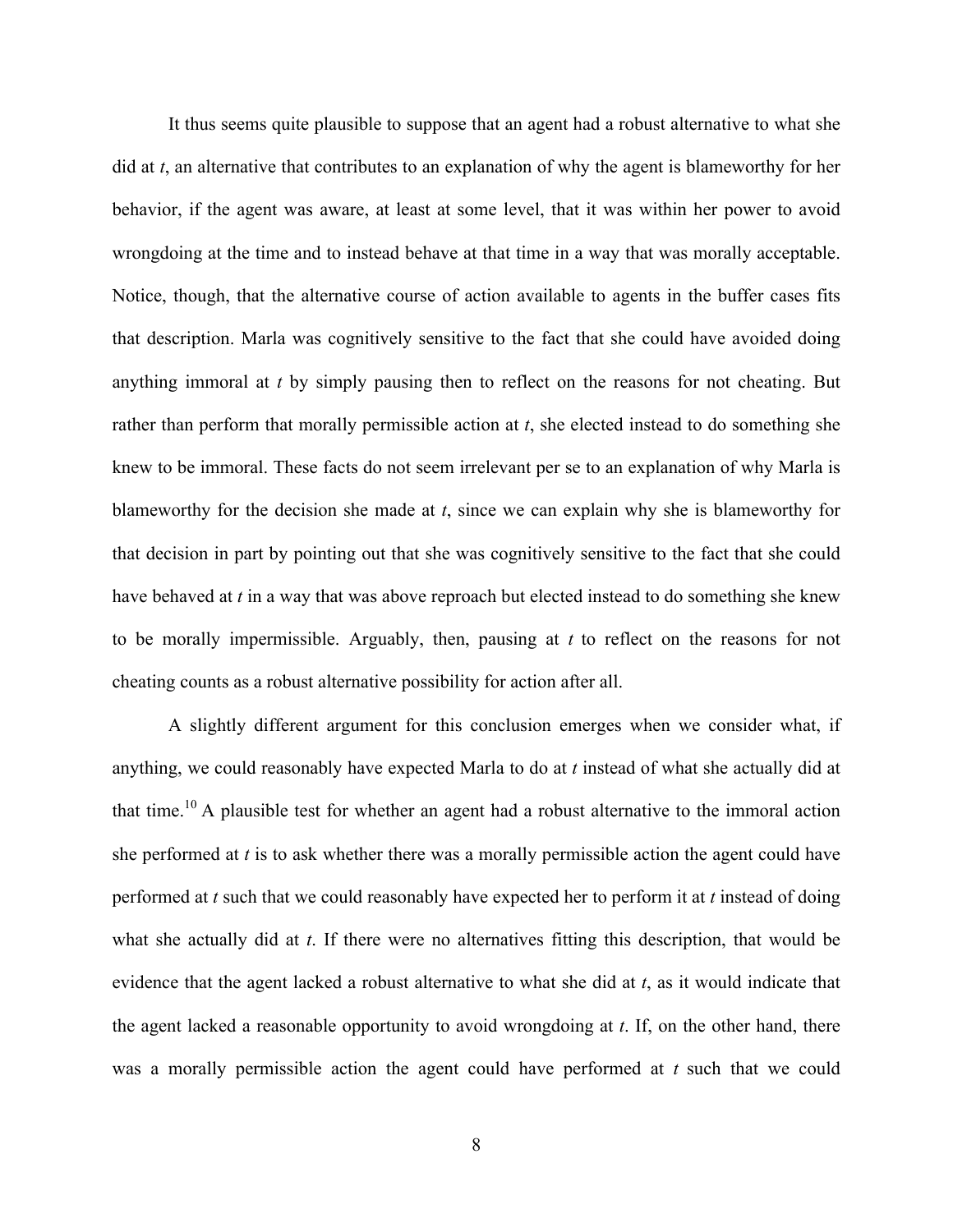It thus seems quite plausible to suppose that an agent had a robust alternative to what she did at *t*, an alternative that contributes to an explanation of why the agent is blameworthy for her behavior, if the agent was aware, at least at some level, that it was within her power to avoid wrongdoing at the time and to instead behave at that time in a way that was morally acceptable. Notice, though, that the alternative course of action available to agents in the buffer cases fits that description. Marla was cognitively sensitive to the fact that she could have avoided doing anything immoral at *t* by simply pausing then to reflect on the reasons for not cheating. But rather than perform that morally permissible action at *t*, she elected instead to do something she knew to be immoral. These facts do not seem irrelevant per se to an explanation of why Marla is blameworthy for the decision she made at *t*, since we can explain why she is blameworthy for that decision in part by pointing out that she was cognitively sensitive to the fact that she could have behaved at *t* in a way that was above reproach but elected instead to do something she knew to be morally impermissible. Arguably, then, pausing at *t* to reflect on the reasons for not cheating counts as a robust alternative possibility for action after all.

A slightly different argument for this conclusion emerges when we consider what, if anything, we could reasonably have expected Marla to do at *t* instead of what she actually did at that time.[10] A plausible test for whether an agent had a robust alternative to the immoral action she performed at *t* is to ask whether there was a morally permissible action the agent could have performed at *t* such that we could reasonably have expected her to perform it at *t* instead of doing what she actually did at *t*. If there were no alternatives fitting this description, that would be evidence that the agent lacked a robust alternative to what she did at *t*, as it would indicate that the agent lacked a reasonable opportunity to avoid wrongdoing at *t*. If, on the other hand, there was a morally permissible action the agent could have performed at *t* such that we could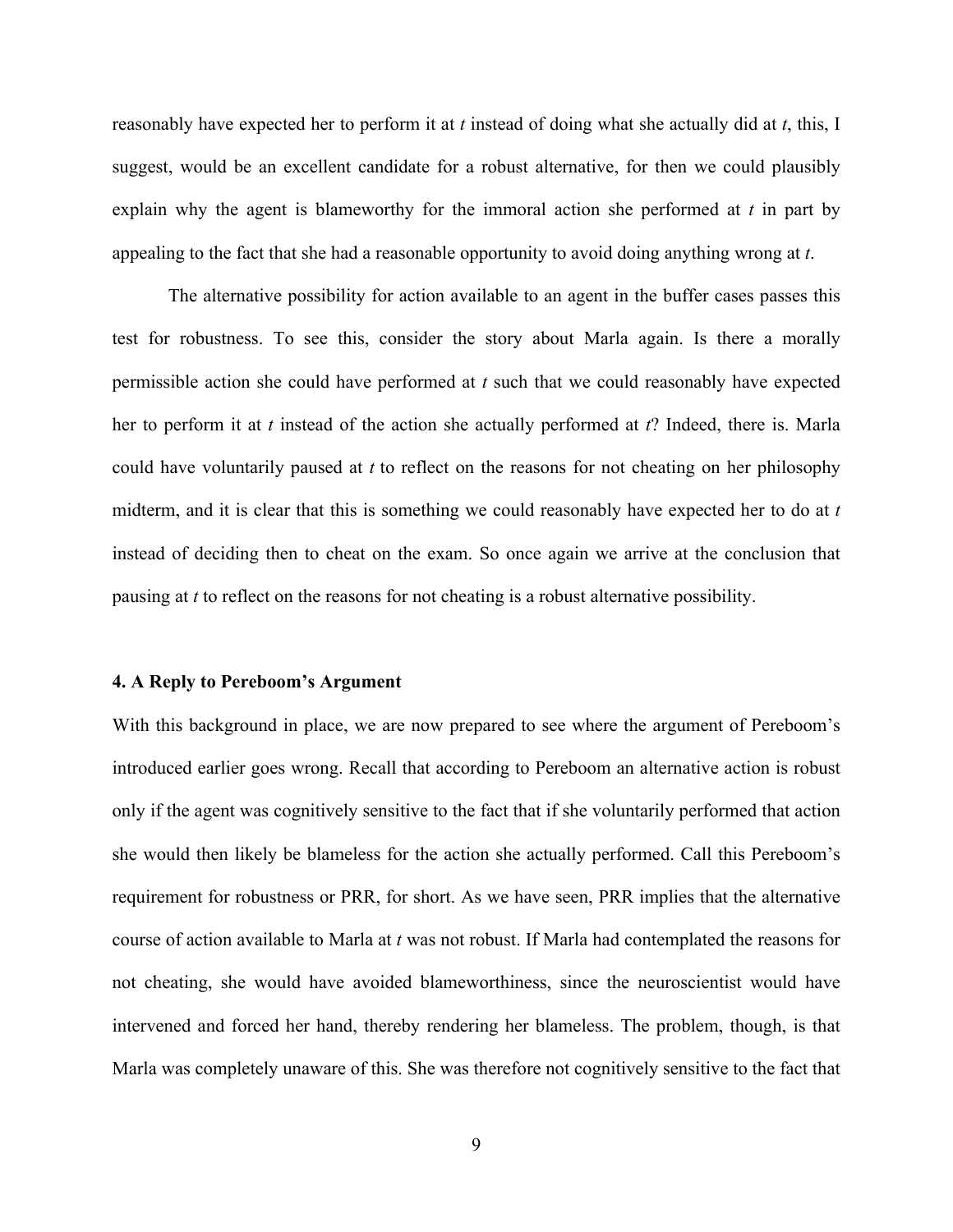reasonably have expected her to perform it at *t* instead of doing what she actually did at *t*, this, I suggest, would be an excellent candidate for a robust alternative, for then we could plausibly explain why the agent is blameworthy for the immoral action she performed at *t* in part by appealing to the fact that she had a reasonable opportunity to avoid doing anything wrong at *t*.

The alternative possibility for action available to an agent in the buffer cases passes this test for robustness. To see this, consider the story about Marla again. Is there a morally permissible action she could have performed at *t* such that we could reasonably have expected her to perform it at *t* instead of the action she actually performed at *t*? Indeed, there is. Marla could have voluntarily paused at *t* to reflect on the reasons for not cheating on her philosophy midterm, and it is clear that this is something we could reasonably have expected her to do at *t* instead of deciding then to cheat on the exam. So once again we arrive at the conclusion that pausing at *t* to reflect on the reasons for not cheating is a robust alternative possibility.

### 4. A Reply to Pereboom's Argument

With this background in place, we are now prepared to see where the argument of Pereboom's introduced earlier goes wrong. Recall that according to Pereboom an alternative action is robust only if the agent was cognitively sensitive to the fact that if she voluntarily performed that action she would then likely be blameless for the action she actually performed. Call this Pereboom's requirement for robustness or PRR, for short. As we have seen, PRR implies that the alternative course of action available to Marla at *t* was not robust. If Marla had contemplated the reasons for not cheating, she would have avoided blameworthiness, since the neuroscientist would have intervened and forced her hand, thereby rendering her blameless. The problem, though, is that Marla was completely unaware of this. She was therefore not cognitively sensitive to the fact that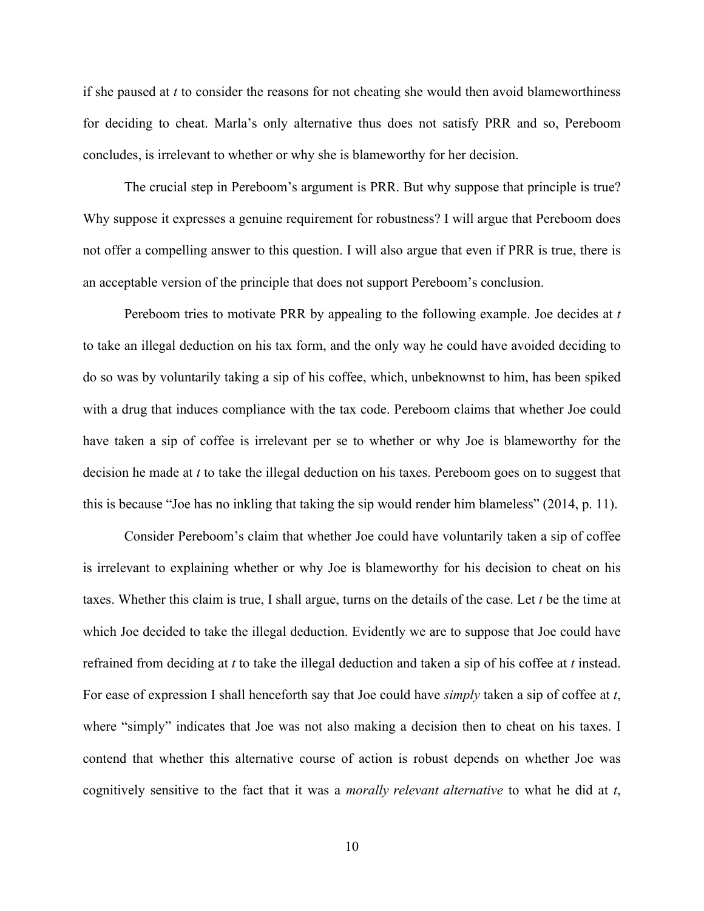if she paused at *t* to consider the reasons for not cheating she would then avoid blameworthiness for deciding to cheat. Marla's only alternative thus does not satisfy PRR and so, Pereboom concludes, is irrelevant to whether or why she is blameworthy for her decision.

The crucial step in Pereboom's argument is PRR. But why suppose that principle is true? Why suppose it expresses a genuine requirement for robustness? I will argue that Pereboom does not offer a compelling answer to this question. I will also argue that even if PRR is true, there is an acceptable version of the principle that does not support Pereboom's conclusion.

Pereboom tries to motivate PRR by appealing to the following example. Joe decides at *t* to take an illegal deduction on his tax form, and the only way he could have avoided deciding to do so was by voluntarily taking a sip of his coffee, which, unbeknownst to him, has been spiked with a drug that induces compliance with the tax code. Pereboom claims that whether Joe could have taken a sip of coffee is irrelevant per se to whether or why Joe is blameworthy for the decision he made at *t* to take the illegal deduction on his taxes. Pereboom goes on to suggest that this is because "Joe has no inkling that taking the sip would render him blameless" (2014, p. 11).

Consider Pereboom's claim that whether Joe could have voluntarily taken a sip of coffee is irrelevant to explaining whether or why Joe is blameworthy for his decision to cheat on his taxes. Whether this claim is true, I shall argue, turns on the details of the case. Let *t* be the time at which Joe decided to take the illegal deduction. Evidently we are to suppose that Joe could have refrained from deciding at *t* to take the illegal deduction and taken a sip of his coffee at *t* instead. For ease of expression I shall henceforth say that Joe could have *simply* taken a sip of coffee at *t*, where "simply" indicates that Joe was not also making a decision then to cheat on his taxes. I contend that whether this alternative course of action is robust depends on whether Joe was cognitively sensitive to the fact that it was a *morally relevant alternative* to what he did at *t*,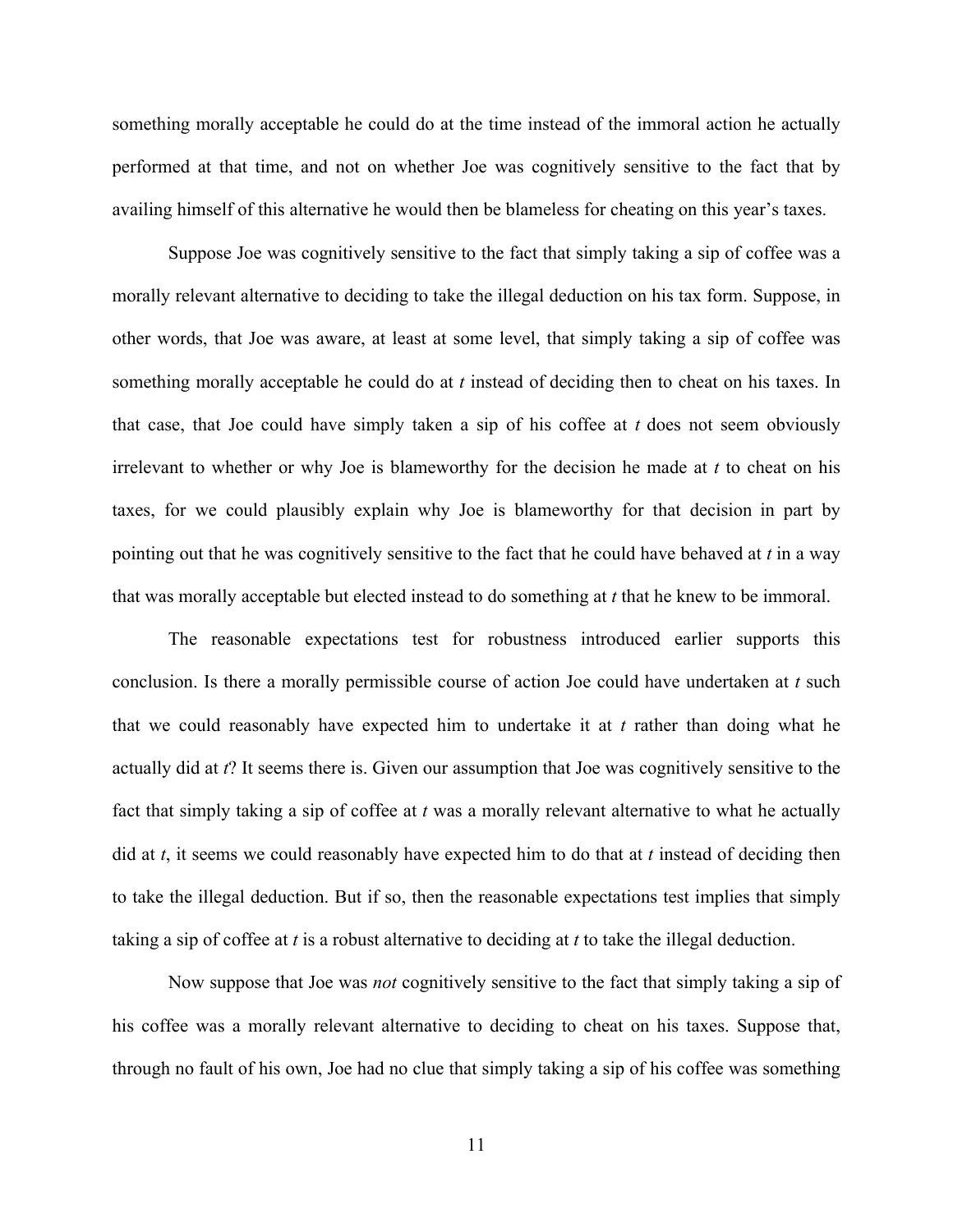something morally acceptable he could do at the time instead of the immoral action he actually performed at that time, and not on whether Joe was cognitively sensitive to the fact that by availing himself of this alternative he would then be blameless for cheating on this year's taxes.

Suppose Joe was cognitively sensitive to the fact that simply taking a sip of coffee was a morally relevant alternative to deciding to take the illegal deduction on his tax form. Suppose, in other words, that Joe was aware, at least at some level, that simply taking a sip of coffee was something morally acceptable he could do at *t* instead of deciding then to cheat on his taxes. In that case, that Joe could have simply taken a sip of his coffee at *t* does not seem obviously irrelevant to whether or why Joe is blameworthy for the decision he made at *t* to cheat on his taxes, for we could plausibly explain why Joe is blameworthy for that decision in part by pointing out that he was cognitively sensitive to the fact that he could have behaved at *t* in a way that was morally acceptable but elected instead to do something at *t* that he knew to be immoral.

The reasonable expectations test for robustness introduced earlier supports this conclusion. Is there a morally permissible course of action Joe could have undertaken at *t* such that we could reasonably have expected him to undertake it at *t* rather than doing what he actually did at *t*? It seems there is. Given our assumption that Joe was cognitively sensitive to the fact that simply taking a sip of coffee at *t* was a morally relevant alternative to what he actually did at *t*, it seems we could reasonably have expected him to do that at *t* instead of deciding then to take the illegal deduction. But if so, then the reasonable expectations test implies that simply taking a sip of coffee at *t* is a robust alternative to deciding at *t* to take the illegal deduction.

Now suppose that Joe was *not* cognitively sensitive to the fact that simply taking a sip of his coffee was a morally relevant alternative to deciding to cheat on his taxes. Suppose that, through no fault of his own, Joe had no clue that simply taking a sip of his coffee was something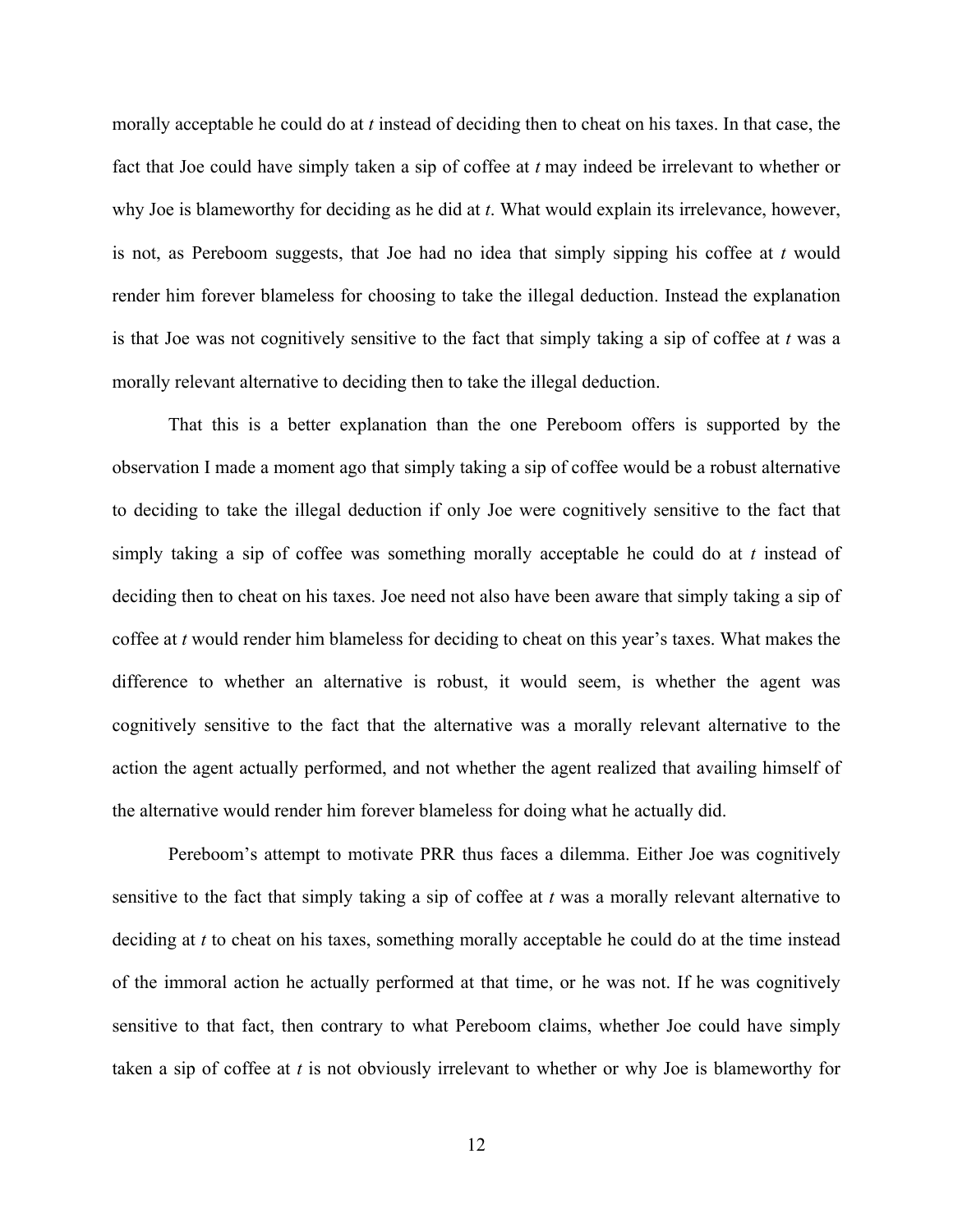morally acceptable he could do at *t* instead of deciding then to cheat on his taxes. In that case, the fact that Joe could have simply taken a sip of coffee at *t* may indeed be irrelevant to whether or why Joe is blameworthy for deciding as he did at *t*. What would explain its irrelevance, however, is not, as Pereboom suggests, that Joe had no idea that simply sipping his coffee at *t* would render him forever blameless for choosing to take the illegal deduction. Instead the explanation is that Joe was not cognitively sensitive to the fact that simply taking a sip of coffee at *t* was a morally relevant alternative to deciding then to take the illegal deduction.

That this is a better explanation than the one Pereboom offers is supported by the observation I made a moment ago that simply taking a sip of coffee would be a robust alternative to deciding to take the illegal deduction if only Joe were cognitively sensitive to the fact that simply taking a sip of coffee was something morally acceptable he could do at *t* instead of deciding then to cheat on his taxes. Joe need not also have been aware that simply taking a sip of coffee at *t* would render him blameless for deciding to cheat on this year's taxes. What makes the difference to whether an alternative is robust, it would seem, is whether the agent was cognitively sensitive to the fact that the alternative was a morally relevant alternative to the action the agent actually performed, and not whether the agent realized that availing himself of the alternative would render him forever blameless for doing what he actually did.

Pereboom's attempt to motivate PRR thus faces a dilemma. Either Joe was cognitively sensitive to the fact that simply taking a sip of coffee at *t* was a morally relevant alternative to deciding at *t* to cheat on his taxes, something morally acceptable he could do at the time instead of the immoral action he actually performed at that time, or he was not. If he was cognitively sensitive to that fact, then contrary to what Pereboom claims, whether Joe could have simply taken a sip of coffee at *t* is not obviously irrelevant to whether or why Joe is blameworthy for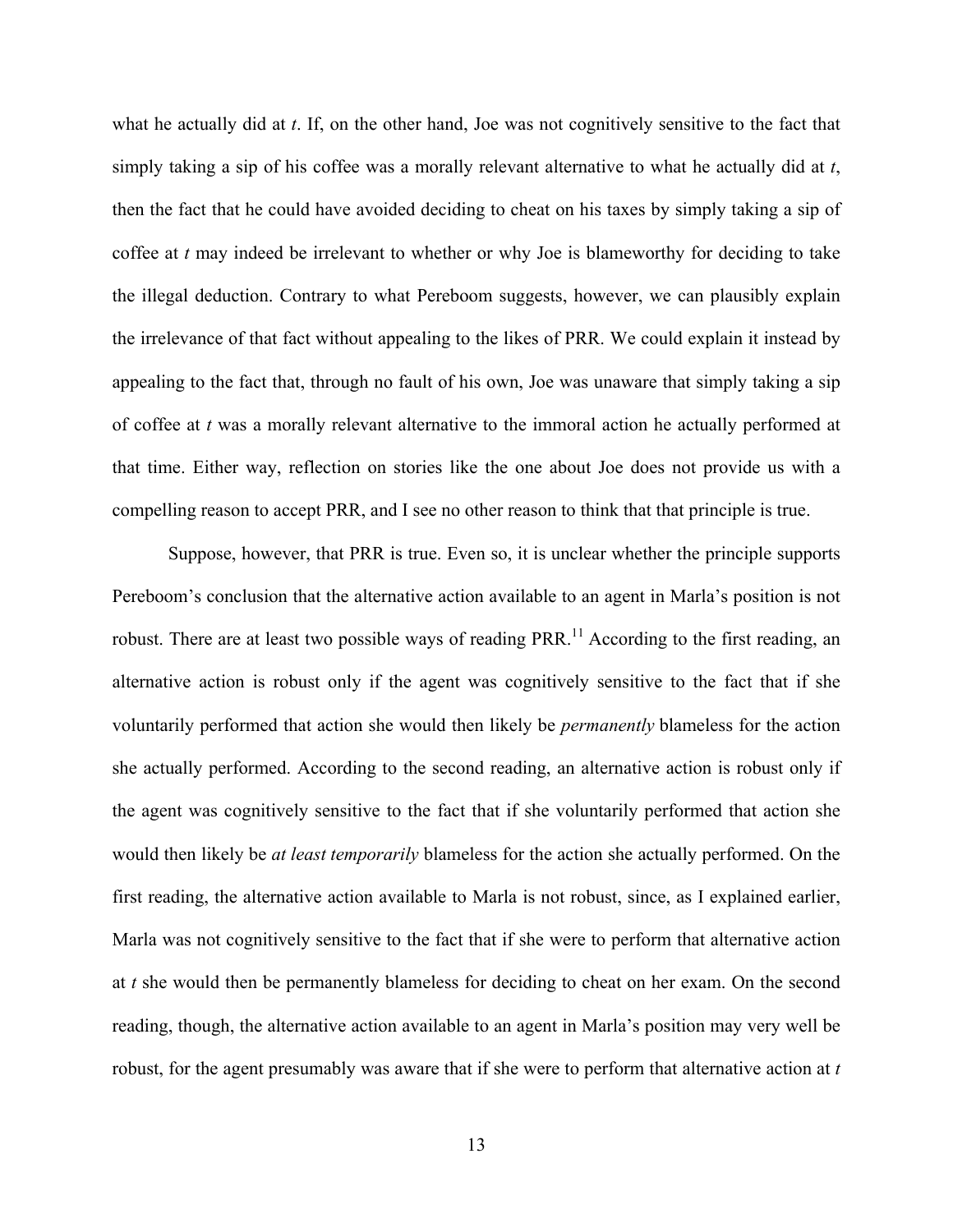what he actually did at *t*. If, on the other hand, Joe was not cognitively sensitive to the fact that simply taking a sip of his coffee was a morally relevant alternative to what he actually did at *t*, then the fact that he could have avoided deciding to cheat on his taxes by simply taking a sip of coffee at *t* may indeed be irrelevant to whether or why Joe is blameworthy for deciding to take the illegal deduction. Contrary to what Pereboom suggests, however, we can plausibly explain the irrelevance of that fact without appealing to the likes of PRR. We could explain it instead by appealing to the fact that, through no fault of his own, Joe was unaware that simply taking a sip of coffee at *t* was a morally relevant alternative to the immoral action he actually performed at that time. Either way, reflection on stories like the one about Joe does not provide us with a compelling reason to accept PRR, and I see no other reason to think that that principle is true.

Suppose, however, that PRR is true. Even so, it is unclear whether the principle supports Pereboom's conclusion that the alternative action available to an agent in Marla's position is not robust. There are at least two possible ways of reading PRR.[11] According to the first reading, an alternative action is robust only if the agent was cognitively sensitive to the fact that if she voluntarily performed that action she would then likely be *permanently* blameless for the action she actually performed. According to the second reading, an alternative action is robust only if the agent was cognitively sensitive to the fact that if she voluntarily performed that action she would then likely be *at least temporarily* blameless for the action she actually performed. On the first reading, the alternative action available to Marla is not robust, since, as I explained earlier, Marla was not cognitively sensitive to the fact that if she were to perform that alternative action at *t* she would then be permanently blameless for deciding to cheat on her exam. On the second reading, though, the alternative action available to an agent in Marla's position may very well be robust, for the agent presumably was aware that if she were to perform that alternative action at *t*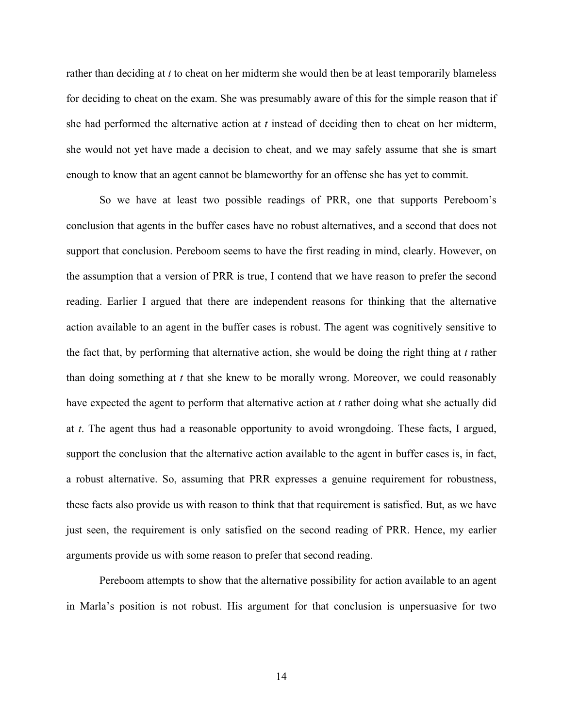rather than deciding at *t* to cheat on her midterm she would then be at least temporarily blameless for deciding to cheat on the exam. She was presumably aware of this for the simple reason that if she had performed the alternative action at *t* instead of deciding then to cheat on her midterm, she would not yet have made a decision to cheat, and we may safely assume that she is smart enough to know that an agent cannot be blameworthy for an offense she has yet to commit.

So we have at least two possible readings of PRR, one that supports Pereboom's conclusion that agents in the buffer cases have no robust alternatives, and a second that does not support that conclusion. Pereboom seems to have the first reading in mind, clearly. However, on the assumption that a version of PRR is true, I contend that we have reason to prefer the second reading. Earlier I argued that there are independent reasons for thinking that the alternative action available to an agent in the buffer cases is robust. The agent was cognitively sensitive to the fact that, by performing that alternative action, she would be doing the right thing at *t* rather than doing something at *t* that she knew to be morally wrong. Moreover, we could reasonably have expected the agent to perform that alternative action at *t* rather doing what she actually did at *t*. The agent thus had a reasonable opportunity to avoid wrongdoing. These facts, I argued, support the conclusion that the alternative action available to the agent in buffer cases is, in fact, a robust alternative. So, assuming that PRR expresses a genuine requirement for robustness, these facts also provide us with reason to think that that requirement is satisfied. But, as we have just seen, the requirement is only satisfied on the second reading of PRR. Hence, my earlier arguments provide us with some reason to prefer that second reading.

Pereboom attempts to show that the alternative possibility for action available to an agent in Marla's position is not robust. His argument for that conclusion is unpersuasive for two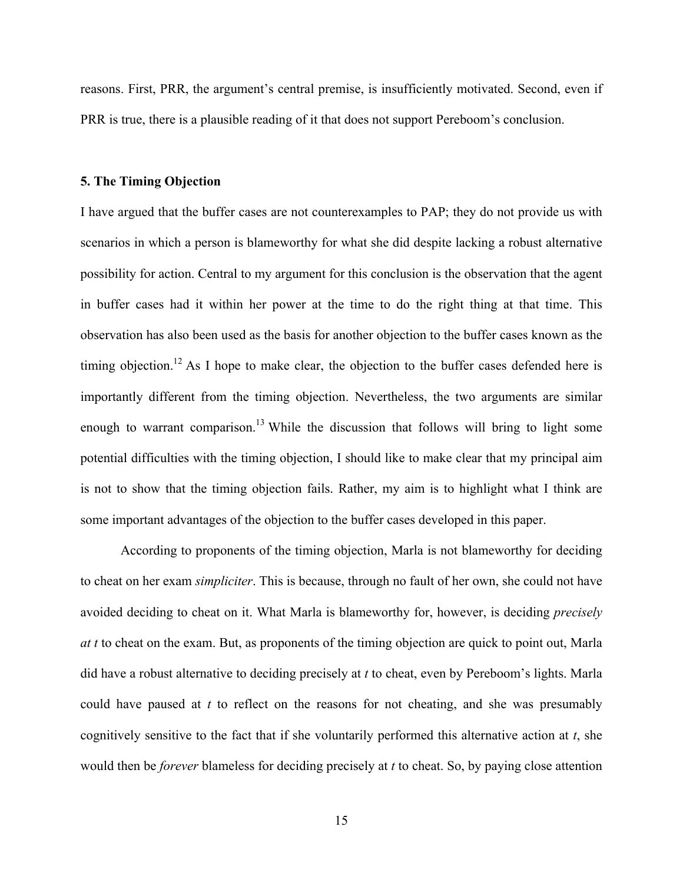reasons. First, PRR, the argument's central premise, is insufficiently motivated. Second, even if PRR is true, there is a plausible reading of it that does not support Pereboom's conclusion.

## 5. The Timing Objection

I have argued that the buffer cases are not counterexamples to PAP; they do not provide us with scenarios in which a person is blameworthy for what she did despite lacking a robust alternative possibility for action. Central to my argument for this conclusion is the observation that the agent in buffer cases had it within her power at the time to do the right thing at that time. This observation has also been used as the basis for another objection to the buffer cases known as the timing objection.[12] As I hope to make clear, the objection to the buffer cases defended here is importantly different from the timing objection. Nevertheless, the two arguments are similar enough to warrant comparison.[13] While the discussion that follows will bring to light some potential difficulties with the timing objection, I should like to make clear that my principal aim is not to show that the timing objection fails. Rather, my aim is to highlight what I think are some important advantages of the objection to the buffer cases developed in this paper.

According to proponents of the timing objection, Marla is not blameworthy for deciding to cheat on her exam *simpliciter*. This is because, through no fault of her own, she could not have avoided deciding to cheat on it. What Marla is blameworthy for, however, is deciding *precisely at t* to cheat on the exam. But, as proponents of the timing objection are quick to point out, Marla did have a robust alternative to deciding precisely at *t* to cheat, even by Pereboom's lights. Marla could have paused at *t* to reflect on the reasons for not cheating, and she was presumably cognitively sensitive to the fact that if she voluntarily performed this alternative action at *t*, she would then be *forever* blameless for deciding precisely at *t* to cheat. So, by paying close attention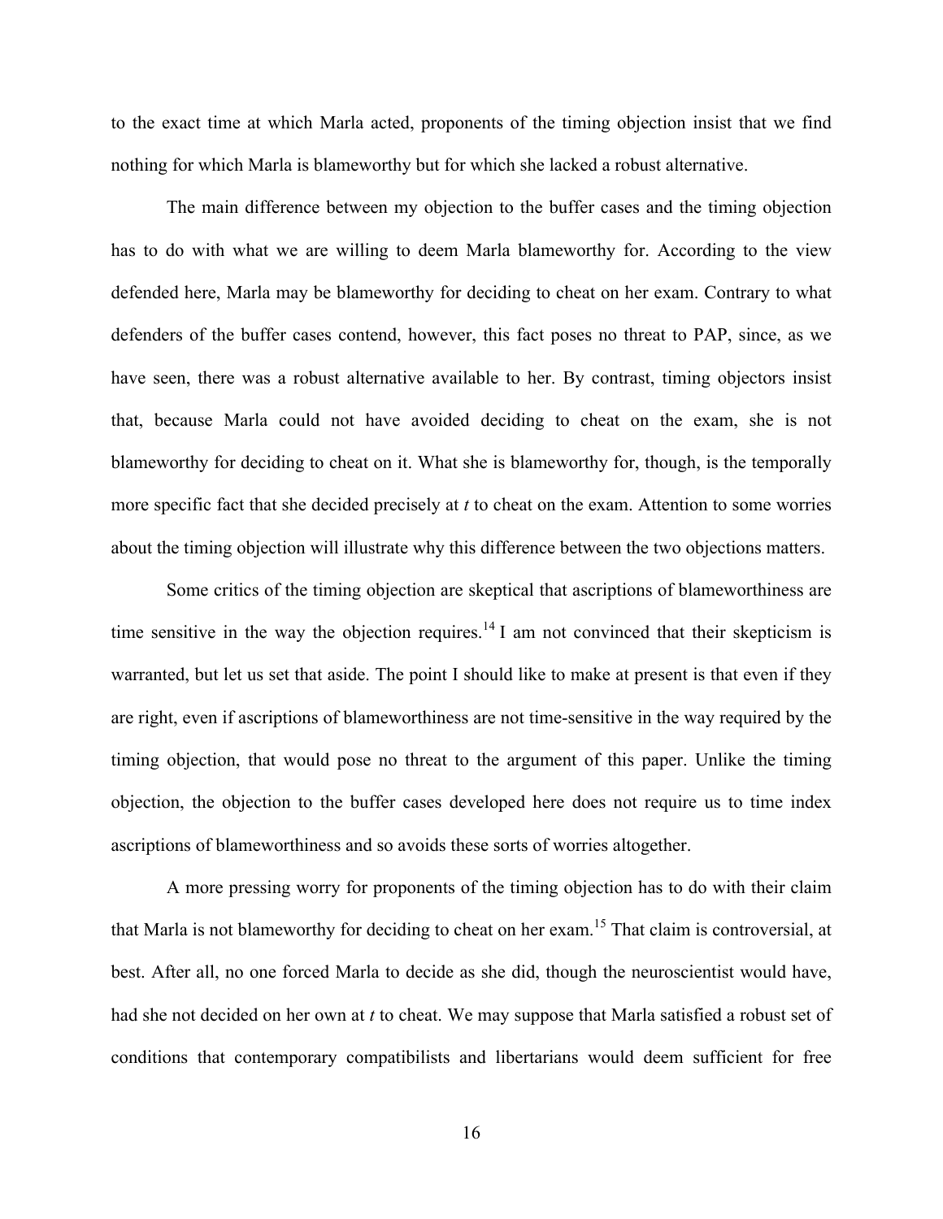to the exact time at which Marla acted, proponents of the timing objection insist that we find nothing for which Marla is blameworthy but for which she lacked a robust alternative.

The main difference between my objection to the buffer cases and the timing objection has to do with what we are willing to deem Marla blameworthy for. According to the view defended here, Marla may be blameworthy for deciding to cheat on her exam. Contrary to what defenders of the buffer cases contend, however, this fact poses no threat to PAP, since, as we have seen, there was a robust alternative available to her. By contrast, timing objectors insist that, because Marla could not have avoided deciding to cheat on the exam, she is not blameworthy for deciding to cheat on it. What she is blameworthy for, though, is the temporally more specific fact that she decided precisely at *t* to cheat on the exam. Attention to some worries about the timing objection will illustrate why this difference between the two objections matters.

Some critics of the timing objection are skeptical that ascriptions of blameworthiness are time sensitive in the way the objection requires.[14] I am not convinced that their skepticism is warranted, but let us set that aside. The point I should like to make at present is that even if they are right, even if ascriptions of blameworthiness are not time-sensitive in the way required by the timing objection, that would pose no threat to the argument of this paper. Unlike the timing objection, the objection to the buffer cases developed here does not require us to time index ascriptions of blameworthiness and so avoids these sorts of worries altogether.

A more pressing worry for proponents of the timing objection has to do with their claim that Marla is not blameworthy for deciding to cheat on her exam.[15] That claim is controversial, at best. After all, no one forced Marla to decide as she did, though the neuroscientist would have, had she not decided on her own at *t* to cheat. We may suppose that Marla satisfied a robust set of conditions that contemporary compatibilists and libertarians would deem sufficient for free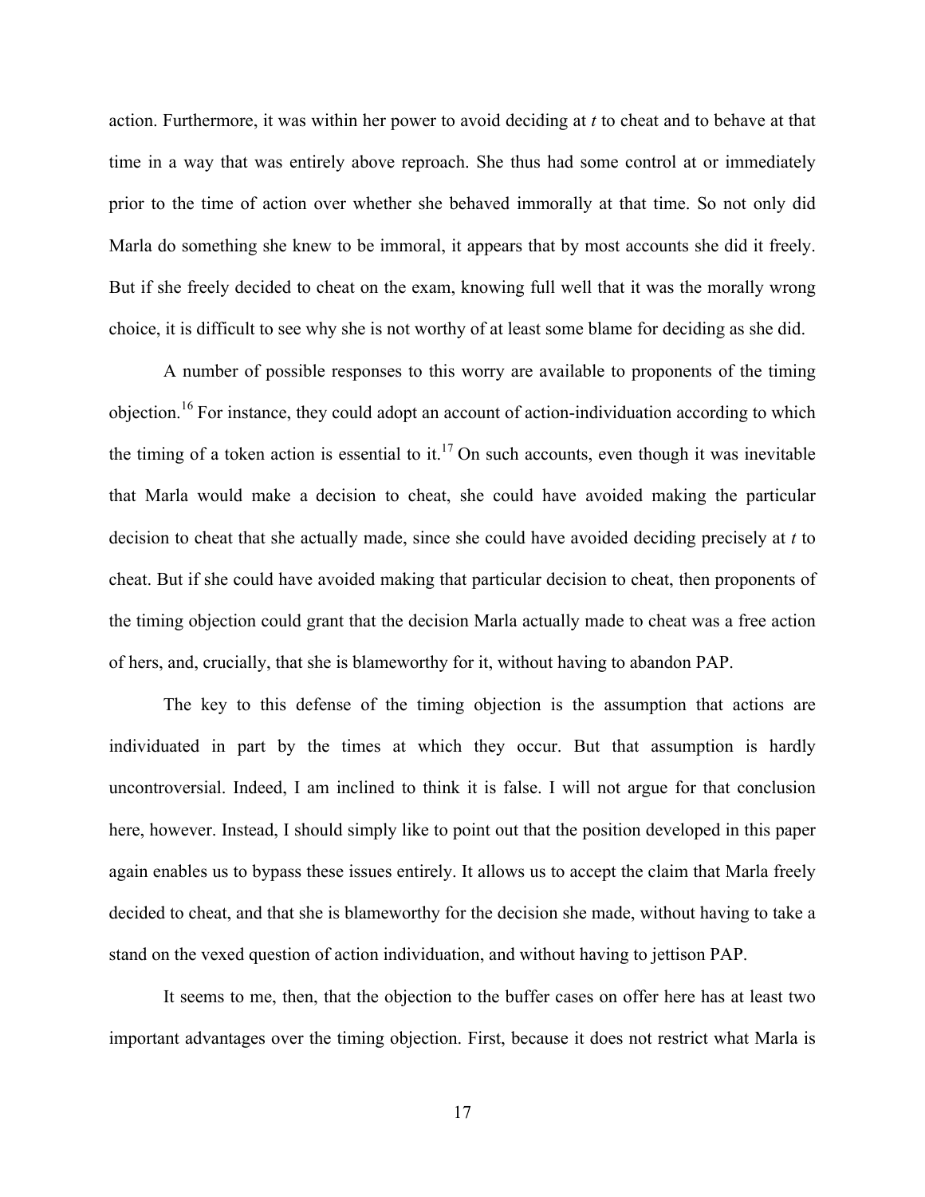action. Furthermore, it was within her power to avoid deciding at *t* to cheat and to behave at that time in a way that was entirely above reproach. She thus had some control at or immediately prior to the time of action over whether she behaved immorally at that time. So not only did Marla do something she knew to be immoral, it appears that by most accounts she did it freely. But if she freely decided to cheat on the exam, knowing full well that it was the morally wrong choice, it is difficult to see why she is not worthy of at least some blame for deciding as she did.

A number of possible responses to this worry are available to proponents of the timing objection.[16] For instance, they could adopt an account of action-individuation according to which the timing of a token action is essential to it.[17] On such accounts, even though it was inevitable that Marla would make a decision to cheat, she could have avoided making the particular decision to cheat that she actually made, since she could have avoided deciding precisely at *t* to cheat. But if she could have avoided making that particular decision to cheat, then proponents of the timing objection could grant that the decision Marla actually made to cheat was a free action of hers, and, crucially, that she is blameworthy for it, without having to abandon PAP.

The key to this defense of the timing objection is the assumption that actions are individuated in part by the times at which they occur. But that assumption is hardly uncontroversial. Indeed, I am inclined to think it is false. I will not argue for that conclusion here, however. Instead, I should simply like to point out that the position developed in this paper again enables us to bypass these issues entirely. It allows us to accept the claim that Marla freely decided to cheat, and that she is blameworthy for the decision she made, without having to take a stand on the vexed question of action individuation, and without having to jettison PAP.

It seems to me, then, that the objection to the buffer cases on offer here has at least two important advantages over the timing objection. First, because it does not restrict what Marla is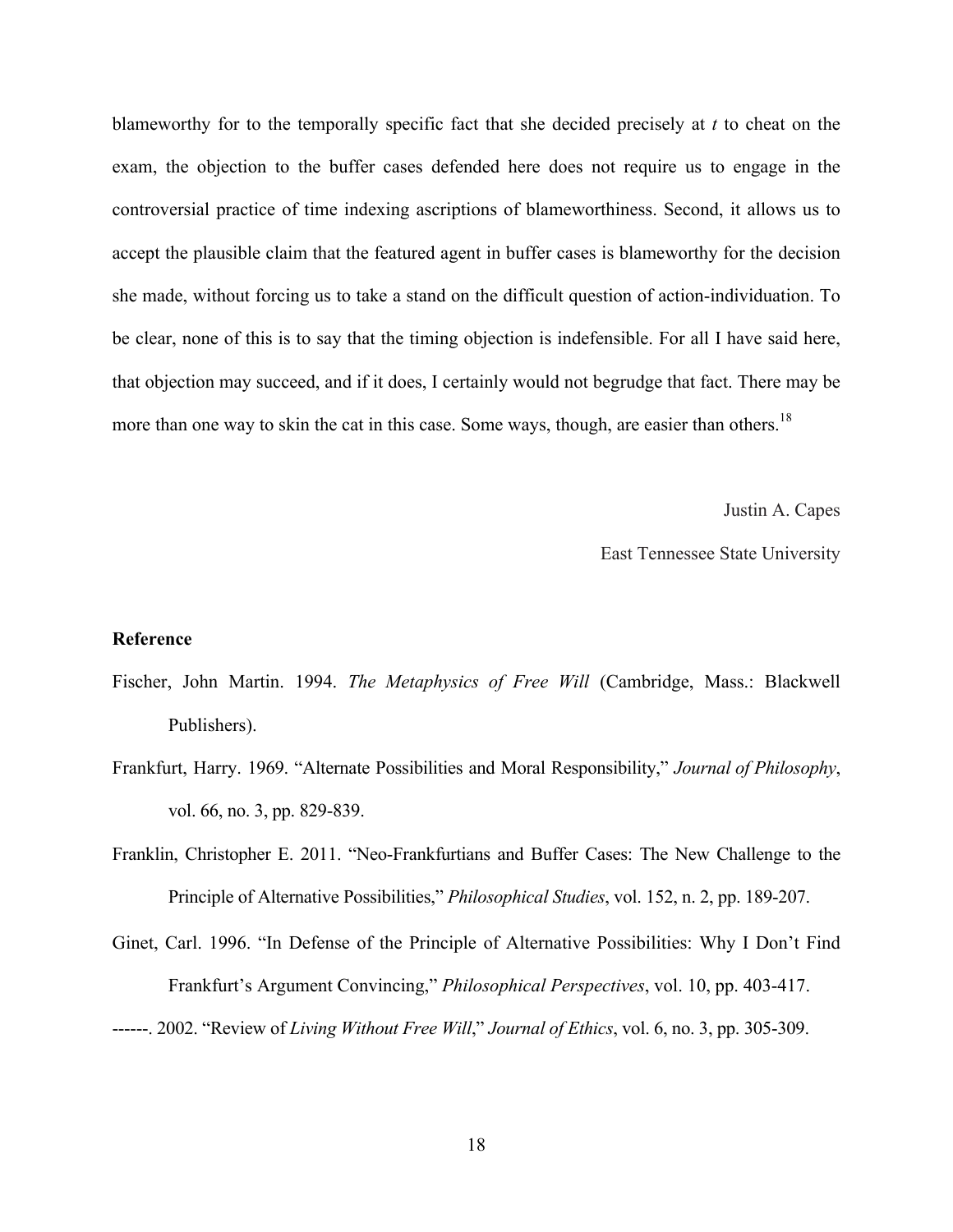blameworthy for to the temporally specific fact that she decided precisely at *t* to cheat on the exam, the objection to the buffer cases defended here does not require us to engage in the controversial practice of time indexing ascriptions of blameworthiness. Second, it allows us to accept the plausible claim that the featured agent in buffer cases is blameworthy for the decision she made, without forcing us to take a stand on the difficult question of action-individuation. To be clear, none of this is to say that the timing objection is indefensible. For all I have said here, that objection may succeed, and if it does, I certainly would not begrudge that fact. There may be more than one way to skin the cat in this case. Some ways, though, are easier than others.[18]

Justin A. Capes

East Tennessee State University

**Reference**

Fischer, John Martin. 1994. *The Metaphysics of Free Will* (Cambridge, Mass.: Blackwell Publishers).

Frankfurt, Harry. 1969. "Alternate Possibilities and Moral Responsibility," *Journal of Philosophy*, vol. 66, no. 3, pp. 829-839.

Franklin, Christopher E. 2011. "Neo-Frankfurtians and Buffer Cases: The New Challenge to the Principle of Alternative Possibilities," *Philosophical Studies*, vol. 152, n. 2, pp. 189-207.

Ginet, Carl. 1996. "In Defense of the Principle of Alternative Possibilities: Why I Don't Find Frankfurt's Argument Convincing," *Philosophical Perspectives*, vol. 10, pp. 403-417.

------. 2002. "Review of *Living Without Free Will*," *Journal of Ethics*, vol. 6, no. 3, pp. 305-309.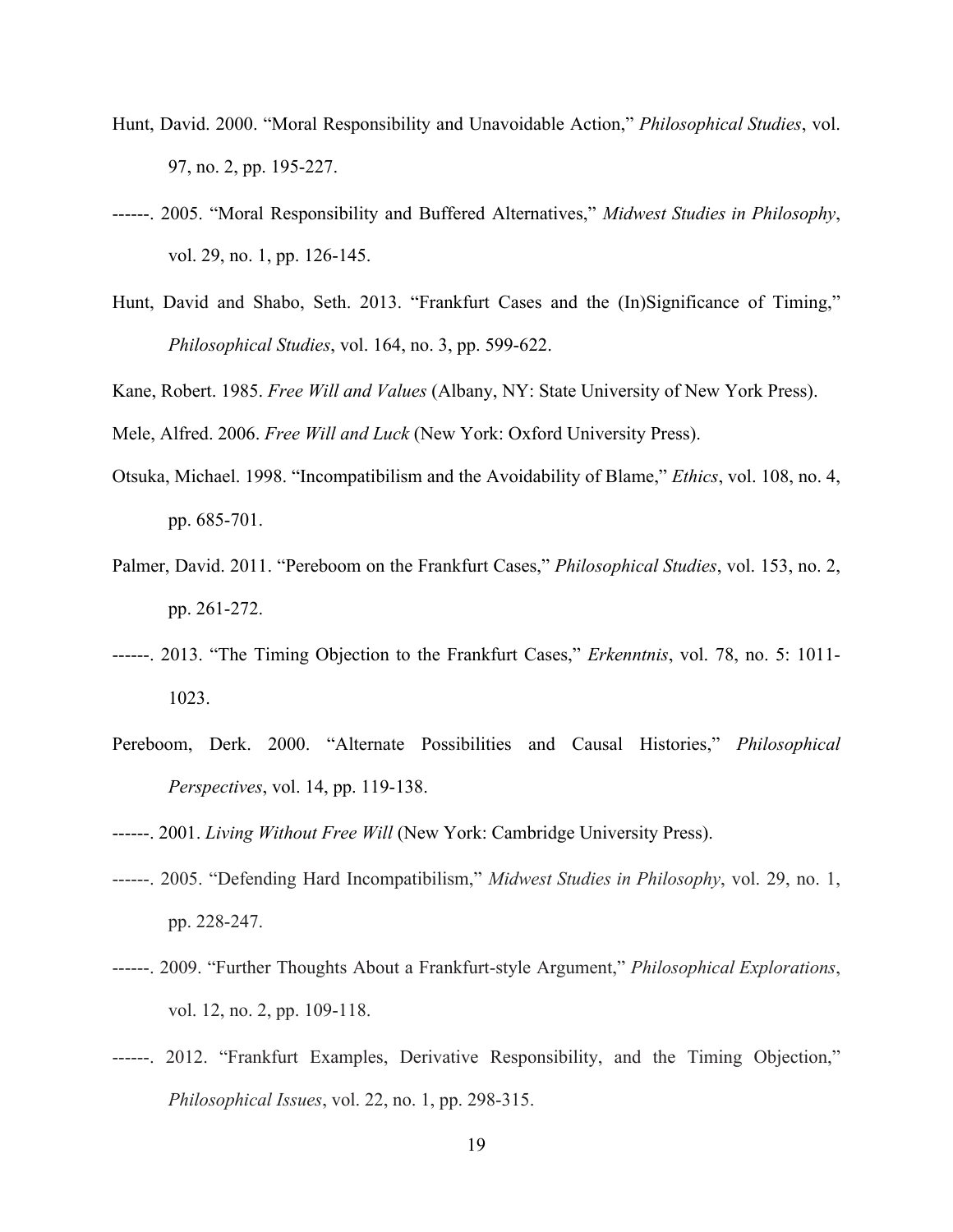Hunt, David. 2000. “Moral Responsibility and Unavoidable Action,” *Philosophical Studies*, vol. 97, no. 2, pp. 195-227.

------. 2005. “Moral Responsibility and Buffered Alternatives,” *Midwest Studies in Philosophy*, vol. 29, no. 1, pp. 126-145.

Hunt, David and Shabo, Seth. 2013. “Frankfurt Cases and the (In)Significance of Timing,” *Philosophical Studies*, vol. 164, no. 3, pp. 599-622.

Kane, Robert. 1985. *Free Will and Values* (Albany, NY: State University of New York Press).

Mele, Alfred. 2006. *Free Will and Luck* (New York: Oxford University Press).

Otsuka, Michael. 1998. “Incompatibilism and the Avoidability of Blame,” *Ethics*, vol. 108, no. 4, pp. 685-701.

Palmer, David. 2011. “Pereboom on the Frankfurt Cases,” *Philosophical Studies*, vol. 153, no. 2, pp. 261-272.

------. 2013. “The Timing Objection to the Frankfurt Cases,” *Erkenntnis*, vol. 78, no. 5: 1011-1023.

Pereboom, Derk. 2000. “Alternate Possibilities and Causal Histories,” *Philosophical Perspectives*, vol. 14, pp. 119-138.

------. 2001. *Living Without Free Will* (New York: Cambridge University Press).

------. 2005. “Defending Hard Incompatibilism,” *Midwest Studies in Philosophy*, vol. 29, no. 1, pp. 228-247.

------. 2009. “Further Thoughts About a Frankfurt-style Argument,” *Philosophical Explorations*, vol. 12, no. 2, pp. 109-118.

------. 2012. “Frankfurt Examples, Derivative Responsibility, and the Timing Objection,” *Philosophical Issues*, vol. 22, no. 1, pp. 298-315.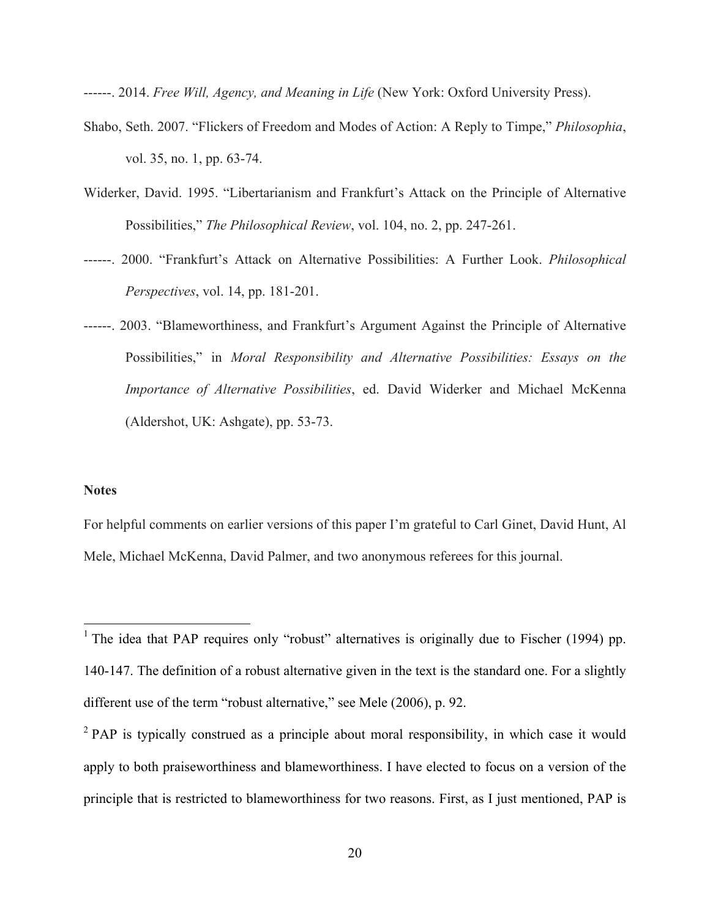------. 2014. *Free Will, Agency, and Meaning in Life* (New York: Oxford University Press).

Shabo, Seth. 2007. "Flickers of Freedom and Modes of Action: A Reply to Timpe," *Philosophia*, vol. 35, no. 1, pp. 63-74.

Widerker, David. 1995. "Libertarianism and Frankfurt's Attack on the Principle of Alternative Possibilities," *The Philosophical Review*, vol. 104, no. 2, pp. 247-261.

------. 2000. "Frankfurt's Attack on Alternative Possibilities: A Further Look. *Philosophical Perspectives*, vol. 14, pp. 181-201.

------. 2003. "Blameworthiness, and Frankfurt's Argument Against the Principle of Alternative Possibilities," in *Moral Responsibility and Alternative Possibilities: Essays on the Importance of Alternative Possibilities*, ed. David Widerker and Michael McKenna (Aldershot, UK: Ashgate), pp. 53-73.

**Notes**

For helpful comments on earlier versions of this paper I'm grateful to Carl Ginet, David Hunt, Al Mele, Michael McKenna, David Palmer, and two anonymous referees for this journal.

---

[1] The idea that PAP requires only "robust" alternatives is originally due to Fischer (1994) pp. 140-147. The definition of a robust alternative given in the text is the standard one. For a slightly different use of the term "robust alternative," see Mele (2006), p. 92.

[2] PAP is typically construed as a principle about moral responsibility, in which case it would apply to both praiseworthiness and blameworthiness. I have elected to focus on a version of the principle that is restricted to blameworthiness for two reasons. First, as I just mentioned, PAP is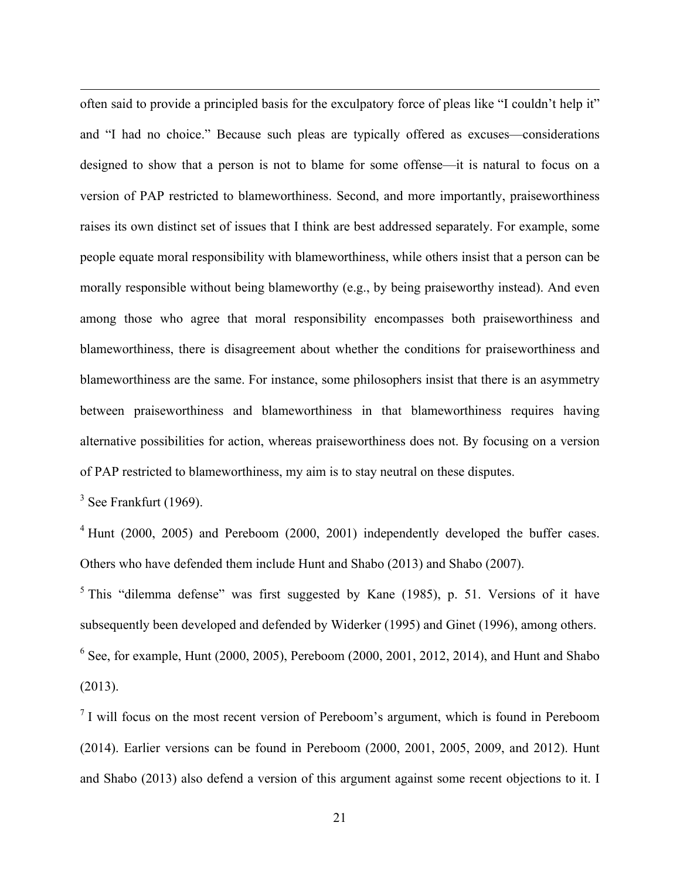often said to provide a principled basis for the exculpatory force of pleas like "I couldn't help it" and "I had no choice." Because such pleas are typically offered as excuses—considerations designed to show that a person is not to blame for some offense—it is natural to focus on a version of PAP restricted to blameworthiness. Second, and more importantly, praiseworthiness raises its own distinct set of issues that I think are best addressed separately. For example, some people equate moral responsibility with blameworthiness, while others insist that a person can be morally responsible without being blameworthy (e.g., by being praiseworthy instead). And even among those who agree that moral responsibility encompasses both praiseworthiness and blameworthiness, there is disagreement about whether the conditions for praiseworthiness and blameworthiness are the same. For instance, some philosophers insist that there is an asymmetry between praiseworthiness and blameworthiness in that blameworthiness requires having alternative possibilities for action, whereas praiseworthiness does not. By focusing on a version of PAP restricted to blameworthiness, my aim is to stay neutral on these disputes.

[3] See Frankfurt (1969).

[4] Hunt (2000, 2005) and Pereboom (2000, 2001) independently developed the buffer cases. Others who have defended them include Hunt and Shabo (2013) and Shabo (2007).

[5] This "dilemma defense" was first suggested by Kane (1985), p. 51. Versions of it have subsequently been developed and defended by Widerker (1995) and Ginet (1996), among others.

[6] See, for example, Hunt (2000, 2005), Pereboom (2000, 2001, 2012, 2014), and Hunt and Shabo (2013).

[7] I will focus on the most recent version of Pereboom's argument, which is found in Pereboom (2014). Earlier versions can be found in Pereboom (2000, 2001, 2005, 2009, and 2012). Hunt and Shabo (2013) also defend a version of this argument against some recent objections to it. I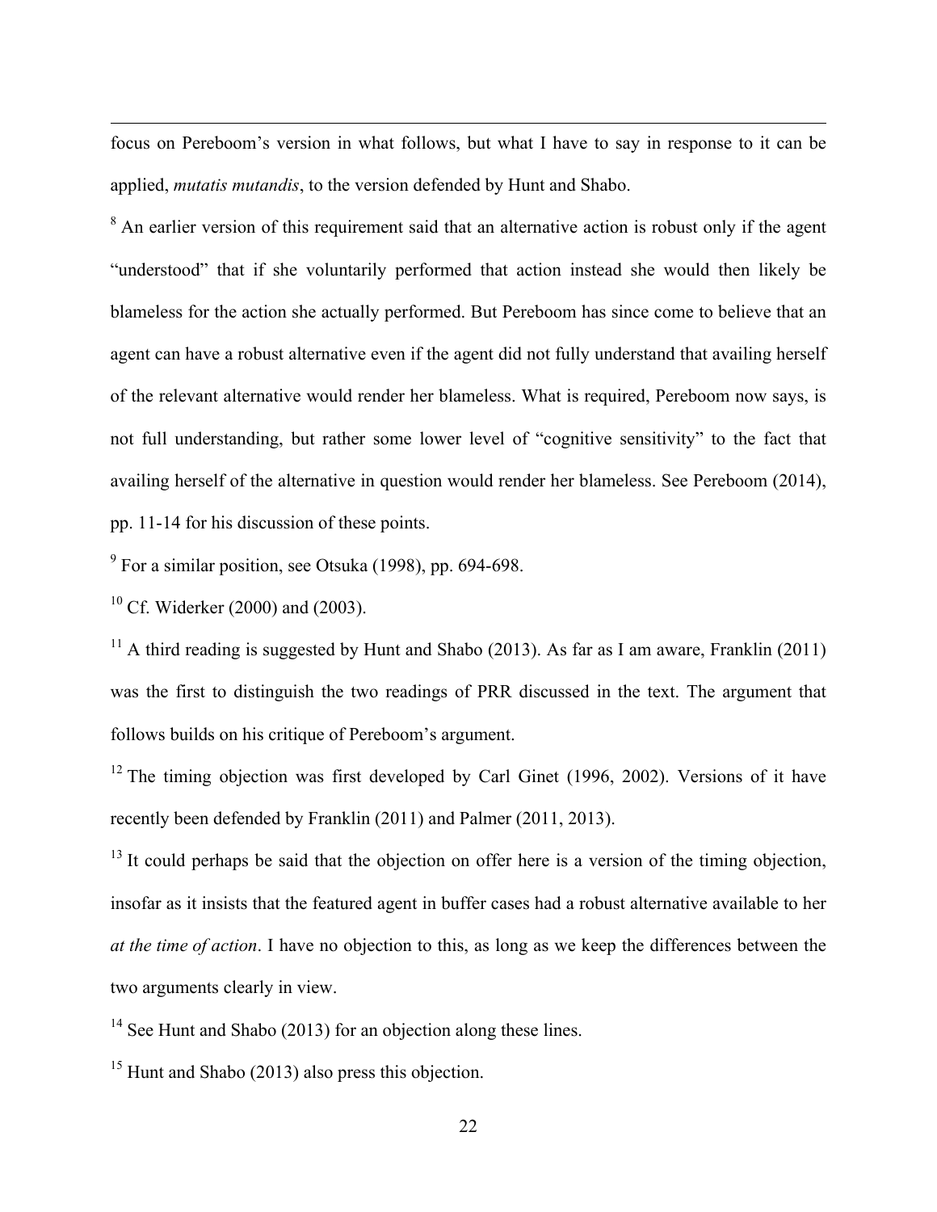focus on Pereboom's version in what follows, but what I have to say in response to it can be applied, *mutatis mutandis*, to the version defended by Hunt and Shabo.

[8] An earlier version of this requirement said that an alternative action is robust only if the agent "understood" that if she voluntarily performed that action instead she would then likely be blameless for the action she actually performed. But Pereboom has since come to believe that an agent can have a robust alternative even if the agent did not fully understand that availing herself of the relevant alternative would render her blameless. What is required, Pereboom now says, is not full understanding, but rather some lower level of "cognitive sensitivity" to the fact that availing herself of the alternative in question would render her blameless. See Pereboom (2014), pp. 11-14 for his discussion of these points.

[9] For a similar position, see Otsuka (1998), pp. 694-698.

[10] Cf. Widerker (2000) and (2003).

[11] A third reading is suggested by Hunt and Shabo (2013). As far as I am aware, Franklin (2011) was the first to distinguish the two readings of PRR discussed in the text. The argument that follows builds on his critique of Pereboom's argument.

[12] The timing objection was first developed by Carl Ginet (1996, 2002). Versions of it have recently been defended by Franklin (2011) and Palmer (2011, 2013).

[13] It could perhaps be said that the objection on offer here is a version of the timing objection, insofar as it insists that the featured agent in buffer cases had a robust alternative available to her *at the time of action*. I have no objection to this, as long as we keep the differences between the two arguments clearly in view.

[14] See Hunt and Shabo (2013) for an objection along these lines.

[15] Hunt and Shabo (2013) also press this objection.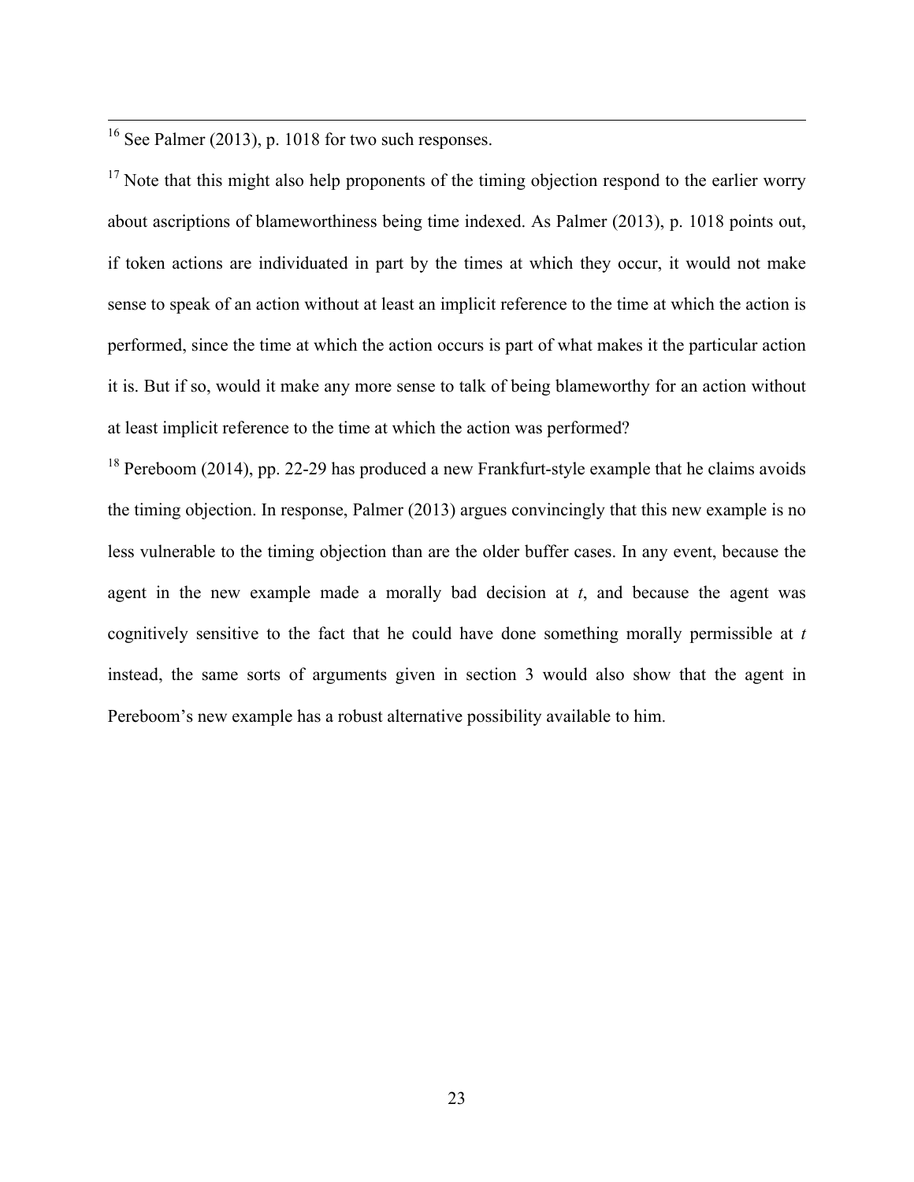[16] See Palmer (2013), p. 1018 for two such responses.

[17] Note that this might also help proponents of the timing objection respond to the earlier worry about ascriptions of blameworthiness being time indexed. As Palmer (2013), p. 1018 points out, if token actions are individuated in part by the times at which they occur, it would not make sense to speak of an action without at least an implicit reference to the time at which the action is performed, since the time at which the action occurs is part of what makes it the particular action it is. But if so, would it make any more sense to talk of being blameworthy for an action without at least implicit reference to the time at which the action was performed?

[18] Pereboom (2014), pp. 22-29 has produced a new Frankfurt-style example that he claims avoids the timing objection. In response, Palmer (2013) argues convincingly that this new example is no less vulnerable to the timing objection than are the older buffer cases. In any event, because the agent in the new example made a morally bad decision at *t*, and because the agent was cognitively sensitive to the fact that he could have done something morally permissible at *t* instead, the same sorts of arguments given in section 3 would also show that the agent in Pereboom's new example has a robust alternative possibility available to him.